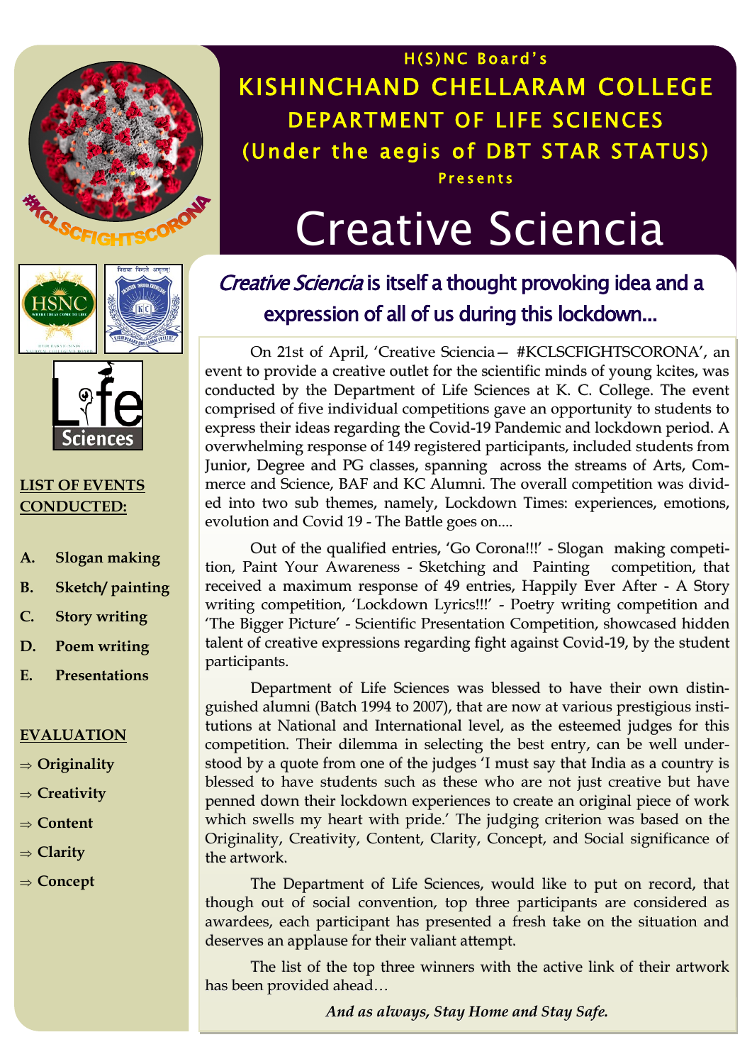H(S)NC Board's

# KISHINCHAND CHELLARAM COLLEGE

## DEPARTMENT OF LIFE SCIENCES

## (Under the aegis of DBT STAR STATUS)

Presents

# Creative Sciencia

#KCLSCFIGHTSCORONA

### *Creative Sciencia* is itself a thought provoking idea and a expression of all of us during this lockdown...

On 21st of April, 'Creative Sciencia— #KCLSCFIGHTSCORONA', an event to provide a creative outlet for the scientific minds of young kcites, was conducted by the Department of Life Sciences at K. C. College. The event comprised of five individual competitions gave an opportunity to students to express their ideas regarding the Covid-19 Pandemic and lockdown period. A overwhelming response of 149 registered participants, included students from Junior, Degree and PG classes, spanning across the streams of Arts, Commerce and Science, BAF and KC Alumni. The overall competition was divided into two sub themes, namely, Lockdown Times: experiences, emotions, evolution and Covid 19 - The Battle goes on....

Out of the qualified entries, 'Go Corona!!!' - Slogan making competition, Paint Your Awareness - Sketching and Painting competition, that received a maximum response of 49 entries, Happily Ever After - A Story writing competition, 'Lockdown Lyrics!!!' - Poetry writing competition and 'The Bigger Picture' - Scientific Presentation Competition, showcased hidden talent of creative expressions regarding fight against Covid-19, by the student participants.

Department of Life Sciences was blessed to have their own distinguished alumni (Batch 1994 to 2007), that are now at various prestigious institutions at National and International level, as the esteemed judges for this competition. Their dilemma in selecting the best entry, can be well understood by a quote from one of the judges 'I must say that India as a country is blessed to have students such as these who are not just creative but have penned down their lockdown experiences to create an original piece of work which swells my heart with pride.' The judging criterion was based on the Originality, Creativity, Content, Clarity, Concept, and Social significance of the artwork.

The Department of Life Sciences, would like to put on record, that though out of social convention, top three participants are considered as awardees, each participant has presented a fresh take on the situation and deserves an applause for their valiant attempt.

The list of the top three winners with the active link of their artwork has been provided ahead…

***And as always, Stay Home and Stay Safe.***

**LIST OF EVENTS CONDUCTED:**

- **A. Slogan making**
- **B. Sketch/ painting**
- **C. Story writing**
- **D. Poem writing**
- **E. Presentations**

**EVALUATION**

- ⇒ **Originality**
- ⇒ **Creativity**
- ⇒ **Content**
- ⇒ **Clarity**
- ⇒ **Concept**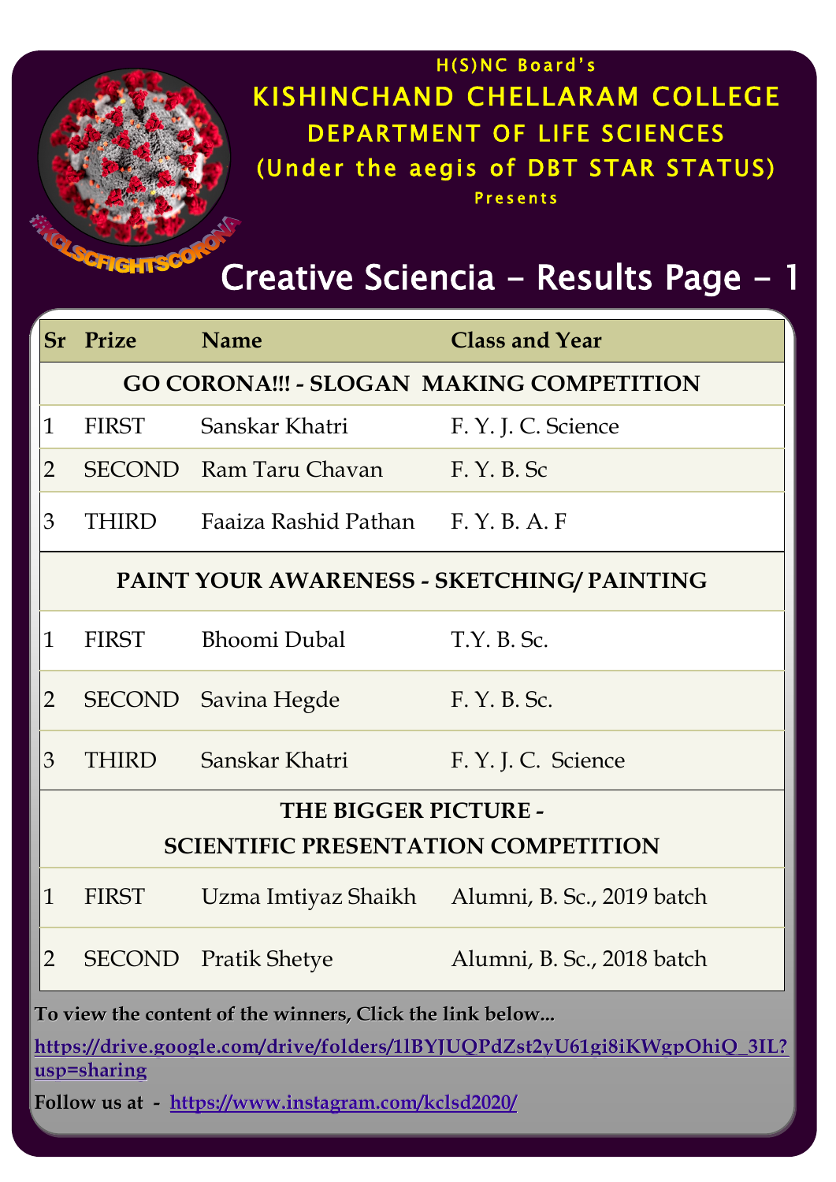H(S)NC Board's

# KISHINCHAND CHELLARAM COLLEGE

## DEPARTMENT OF LIFE SCIENCES

(Under the aegis of DBT STAR STATUS)

Presents

#KCLSCFIGHTSCORONA

## Creative Sciencia - Results Page - 1

| Sr | Prize | Name | Class and Year |
|---|---|---|---|
| **GO CORONA!!! - SLOGAN MAKING COMPETITION** | | | |
| 1 | FIRST | Sanskar Khatri | F. Y. J. C. Science |
| 2 | SECOND | Ram Taru Chavan | F. Y. B. Sc |
| 3 | THIRD | Faaiza Rashid Pathan | F. Y. B. A. F |
| **PAINT YOUR AWARENESS - SKETCHING/ PAINTING** | | | |
| 1 | FIRST | Bhoomi Dubal | T.Y. B. Sc. |
| 2 | SECOND | Savina Hegde | F. Y. B. Sc. |
| 3 | THIRD | Sanskar Khatri | F. Y. J. C. Science |
| **THE BIGGER PICTURE - SCIENTIFIC PRESENTATION COMPETITION** | | | |
| 1 | FIRST | Uzma Imtiyaz Shaikh | Alumni, B. Sc., 2019 batch |
| 2 | SECOND | Pratik Shetye | Alumni, B. Sc., 2018 batch |

**To view the content of the winners, Click the link below...**

**https://drive.google.com/drive/folders/1lBYJUQPdZst2yU61gi8iKWgpOhiQ_3IL?usp=sharing**

**Follow us at - https://www.instagram.com/kclsd2020/**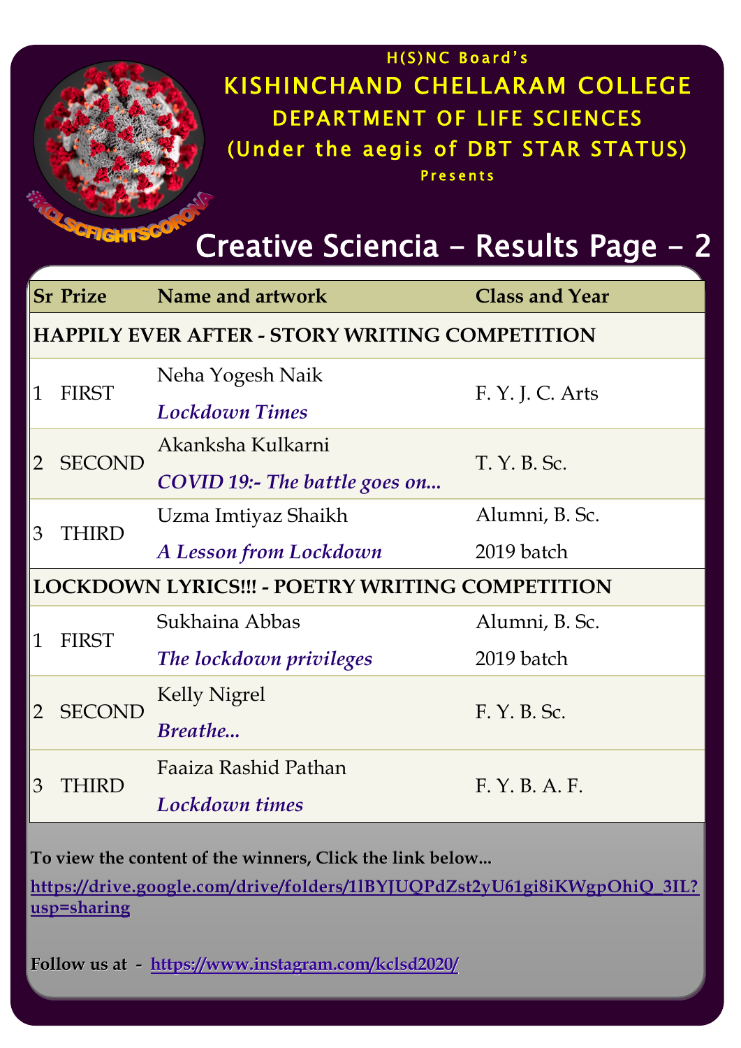H(S)NC Board's

# KISHINCHAND CHELLARAM COLLEGE

## DEPARTMENT OF LIFE SCIENCES

(Under the aegis of DBT STAR STATUS)

Presents

#KCLSCFIGHTSCORONA

# Creative Sciencia - Results Page - 2

| Sr | Prize | Name and artwork | Class and Year |
|---|---|---|---|
| **HAPPILY EVER AFTER - STORY WRITING COMPETITION** | | | |
| 1 | FIRST | Neha Yogesh Naik<br>*Lockdown Times* | F. Y. J. C. Arts |
| 2 | SECOND | Akanksha Kulkarni<br>*COVID 19:- The battle goes on...* | T. Y. B. Sc. |
| 3 | THIRD | Uzma Imtiyaz Shaikh<br>*A Lesson from Lockdown* | Alumni, B. Sc.<br>2019 batch |
| **LOCKDOWN LYRICS!!! - POETRY WRITING COMPETITION** | | | |
| 1 | FIRST | Sukhaina Abbas<br>*The lockdown privileges* | Alumni, B. Sc.<br>2019 batch |
| 2 | SECOND | Kelly Nigrel<br>*Breathe...* | F. Y. B. Sc. |
| 3 | THIRD | Faaiza Rashid Pathan<br>*Lockdown times* | F. Y. B. A. F. |

**To view the content of the winners, Click the link below...**

**https://drive.google.com/drive/folders/1lBYJUQPdZst2yU61gi8iKWgpOhiQ_3IL?usp=sharing**

**Follow us at - https://www.instagram.com/kclsd2020/**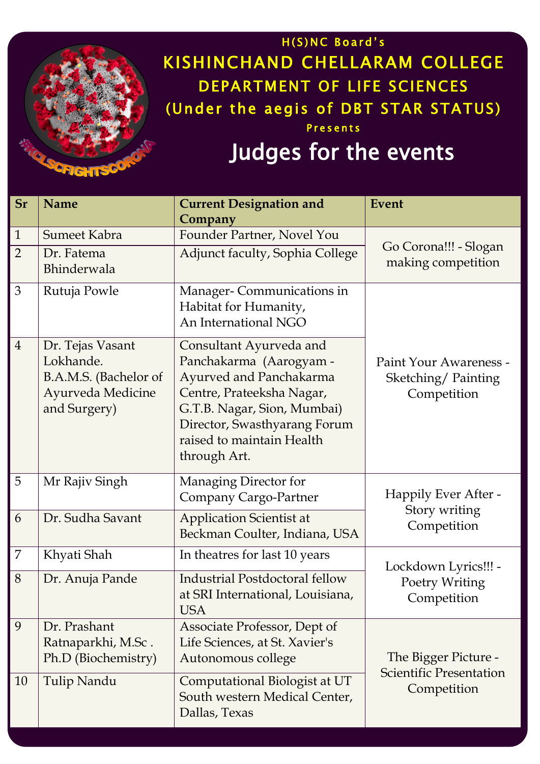H(S)NC Board's

# KISHINCHAND CHELLARAM COLLEGE

## DEPARTMENT OF LIFE SCIENCES

## (Under the aegis of DBT STAR STATUS)

Presents

# Judges for the events

| Sr | Name | Current Designation and Company | Event |
|---|---|---|---|
| 1 | Sumeet Kabra | Founder Partner, Novel You | Go Corona!!! - Slogan making competition |
| 2 | Dr. Fatema Bhinderwala | Adjunct faculty, Sophia College | |
| 3 | Rutuja Powle | Manager- Communications in Habitat for Humanity, An International NGO | Paint Your Awareness - Sketching/ Painting Competition |
| 4 | Dr. Tejas Vasant Lokhande. B.A.M.S. (Bachelor of Ayurveda Medicine and Surgery) | Consultant Ayurveda and Panchakarma (Aarogyam - Ayurved and Panchakarma Centre, Prateeksha Nagar, G.T.B. Nagar, Sion, Mumbai) Director, Swasthyarang Forum raised to maintain Health through Art. | |
| 5 | Mr Rajiv Singh | Managing Director for Company Cargo-Partner | Happily Ever After - Story writing Competition |
| 6 | Dr. Sudha Savant | Application Scientist at Beckman Coulter, Indiana, USA | |
| 7 | Khyati Shah | In theatres for last 10 years | Lockdown Lyrics!!! - Poetry Writing Competition |
| 8 | Dr. Anuja Pande | Industrial Postdoctoral fellow at SRI International, Louisiana, USA | |
| 9 | Dr. Prashant Ratnaparkhi, M.Sc . Ph.D (Biochemistry) | Associate Professor, Dept of Life Sciences, at St. Xavier's Autonomous college | The Bigger Picture - Scientific Presentation Competition |
| 10 | Tulip Nandu | Computational Biologist at UT South western Medical Center, Dallas, Texas | |